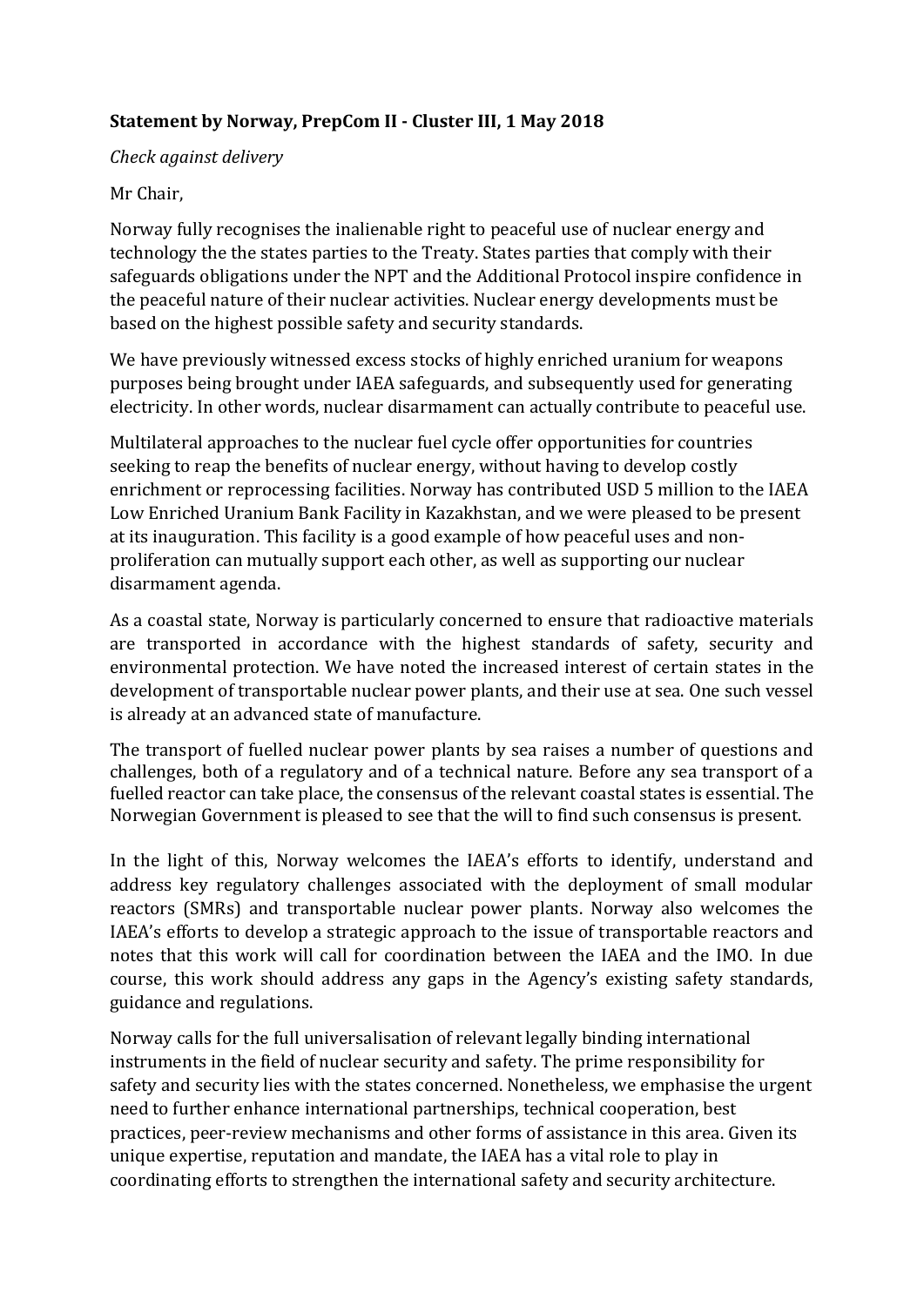**Statement by Norway, PrepCom II - Cluster III, 1 May 2018**

*Check against delivery*

Mr Chair,

Norway fully recognises the inalienable right to peaceful use of nuclear energy and technology the the states parties to the Treaty. States parties that comply with their safeguards obligations under the NPT and the Additional Protocol inspire confidence in the peaceful nature of their nuclear activities. Nuclear energy developments must be based on the highest possible safety and security standards.

We have previously witnessed excess stocks of highly enriched uranium for weapons purposes being brought under IAEA safeguards, and subsequently used for generating electricity. In other words, nuclear disarmament can actually contribute to peaceful use.

Multilateral approaches to the nuclear fuel cycle offer opportunities for countries seeking to reap the benefits of nuclear energy, without having to develop costly enrichment or reprocessing facilities. Norway has contributed USD 5 million to the IAEA Low Enriched Uranium Bank Facility in Kazakhstan, and we were pleased to be present at its inauguration. This facility is a good example of how peaceful uses and non-proliferation can mutually support each other, as well as supporting our nuclear disarmament agenda.

As a coastal state, Norway is particularly concerned to ensure that radioactive materials are transported in accordance with the highest standards of safety, security and environmental protection. We have noted the increased interest of certain states in the development of transportable nuclear power plants, and their use at sea. One such vessel is already at an advanced state of manufacture.

The transport of fuelled nuclear power plants by sea raises a number of questions and challenges, both of a regulatory and of a technical nature. Before any sea transport of a fuelled reactor can take place, the consensus of the relevant coastal states is essential. The Norwegian Government is pleased to see that the will to find such consensus is present.

In the light of this, Norway welcomes the IAEA's efforts to identify, understand and address key regulatory challenges associated with the deployment of small modular reactors (SMRs) and transportable nuclear power plants. Norway also welcomes the IAEA's efforts to develop a strategic approach to the issue of transportable reactors and notes that this work will call for coordination between the IAEA and the IMO. In due course, this work should address any gaps in the Agency's existing safety standards, guidance and regulations.

Norway calls for the full universalisation of relevant legally binding international instruments in the field of nuclear security and safety. The prime responsibility for safety and security lies with the states concerned. Nonetheless, we emphasise the urgent need to further enhance international partnerships, technical cooperation, best practices, peer-review mechanisms and other forms of assistance in this area. Given its unique expertise, reputation and mandate, the IAEA has a vital role to play in coordinating efforts to strengthen the international safety and security architecture.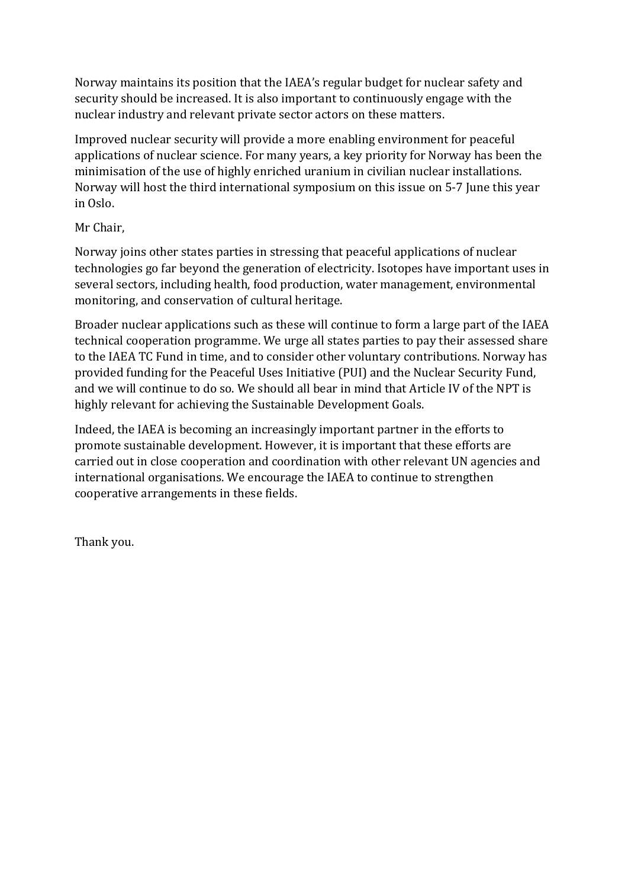Norway maintains its position that the IAEA's regular budget for nuclear safety and security should be increased. It is also important to continuously engage with the nuclear industry and relevant private sector actors on these matters.

Improved nuclear security will provide a more enabling environment for peaceful applications of nuclear science. For many years, a key priority for Norway has been the minimisation of the use of highly enriched uranium in civilian nuclear installations. Norway will host the third international symposium on this issue on 5-7 June this year in Oslo.

Mr Chair,

Norway joins other states parties in stressing that peaceful applications of nuclear technologies go far beyond the generation of electricity. Isotopes have important uses in several sectors, including health, food production, water management, environmental monitoring, and conservation of cultural heritage.

Broader nuclear applications such as these will continue to form a large part of the IAEA technical cooperation programme. We urge all states parties to pay their assessed share to the IAEA TC Fund in time, and to consider other voluntary contributions. Norway has provided funding for the Peaceful Uses Initiative (PUI) and the Nuclear Security Fund, and we will continue to do so. We should all bear in mind that Article IV of the NPT is highly relevant for achieving the Sustainable Development Goals.

Indeed, the IAEA is becoming an increasingly important partner in the efforts to promote sustainable development. However, it is important that these efforts are carried out in close cooperation and coordination with other relevant UN agencies and international organisations. We encourage the IAEA to continue to strengthen cooperative arrangements in these fields.

Thank you.